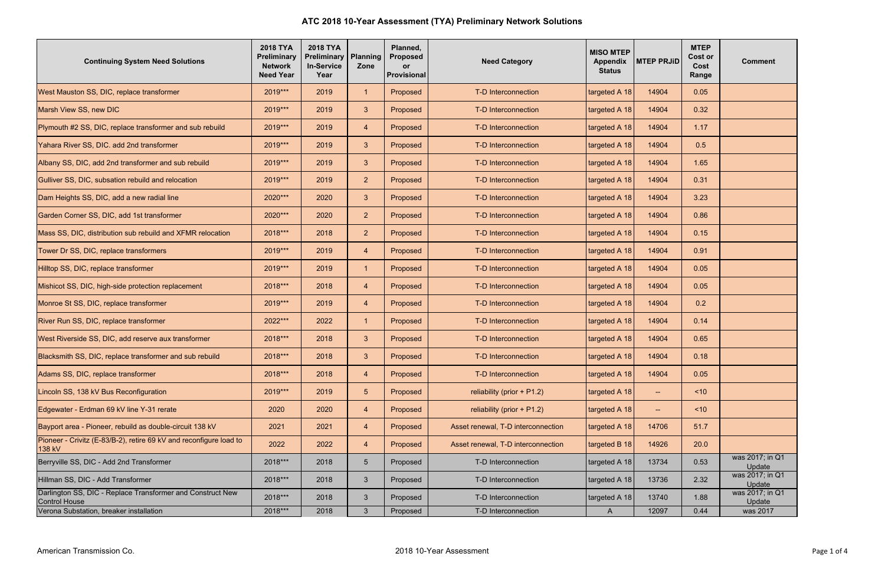# ATC 2018 10-Year Assessment (TYA) Preliminary Network Solutions

| Continuing System Need Solutions | 2018 TYA Preliminary Network Need Year | 2018 TYA Preliminary In-Service Year | Planning Zone | Planned, Proposed or Provisional | Need Category | MISO MTEP Appendix Status | MTEP PRJiD | MTEP Cost or Cost Range | Comment |
|---|---|---|---|---|---|---|---|---|---|
| West Mauston SS, DIC, replace transformer | 2019*** | 2019 | 1 | Proposed | T-D Interconnection | targeted A 18 | 14904 | 0.05 | |
| Marsh View SS, new DIC | 2019*** | 2019 | 3 | Proposed | T-D Interconnection | targeted A 18 | 14904 | 0.32 | |
| Plymouth #2 SS, DIC, replace transformer and sub rebuild | 2019*** | 2019 | 4 | Proposed | T-D Interconnection | targeted A 18 | 14904 | 1.17 | |
| Yahara River SS, DIC. add 2nd transformer | 2019*** | 2019 | 3 | Proposed | T-D Interconnection | targeted A 18 | 14904 | 0.5 | |
| Albany SS, DIC, add 2nd transformer and sub rebuild | 2019*** | 2019 | 3 | Proposed | T-D Interconnection | targeted A 18 | 14904 | 1.65 | |
| Gulliver SS, DIC, subsation rebuild and relocation | 2019*** | 2019 | 2 | Proposed | T-D Interconnection | targeted A 18 | 14904 | 0.31 | |
| Dam Heights SS, DIC, add a new radial line | 2020*** | 2020 | 3 | Proposed | T-D Interconnection | targeted A 18 | 14904 | 3.23 | |
| Garden Corner SS, DIC, add 1st transformer | 2020*** | 2020 | 2 | Proposed | T-D Interconnection | targeted A 18 | 14904 | 0.86 | |
| Mass SS, DIC, distribution sub rebuild and XFMR relocation | 2018*** | 2018 | 2 | Proposed | T-D Interconnection | targeted A 18 | 14904 | 0.15 | |
| Tower Dr SS, DIC, replace transformers | 2019*** | 2019 | 4 | Proposed | T-D Interconnection | targeted A 18 | 14904 | 0.91 | |
| Hilltop SS, DIC, replace transformer | 2019*** | 2019 | 1 | Proposed | T-D Interconnection | targeted A 18 | 14904 | 0.05 | |
| Mishicot SS, DIC, high-side protection replacement | 2018*** | 2018 | 4 | Proposed | T-D Interconnection | targeted A 18 | 14904 | 0.05 | |
| Monroe St SS, DIC, replace transformer | 2019*** | 2019 | 4 | Proposed | T-D Interconnection | targeted A 18 | 14904 | 0.2 | |
| River Run SS, DIC, replace transformer | 2022*** | 2022 | 1 | Proposed | T-D Interconnection | targeted A 18 | 14904 | 0.14 | |
| West Riverside SS, DIC, add reserve aux transformer | 2018*** | 2018 | 3 | Proposed | T-D Interconnection | targeted A 18 | 14904 | 0.65 | |
| Blacksmith SS, DIC, replace transformer and sub rebuild | 2018*** | 2018 | 3 | Proposed | T-D Interconnection | targeted A 18 | 14904 | 0.18 | |
| Adams SS, DIC, replace transformer | 2018*** | 2018 | 4 | Proposed | T-D Interconnection | targeted A 18 | 14904 | 0.05 | |
| Lincoln SS, 138 kV Bus Reconfiguration | 2019*** | 2019 | 5 | Proposed | reliability (prior + P1.2) | targeted A 18 | -- | <10 | |
| Edgewater - Erdman 69 kV line Y-31 rerate | 2020 | 2020 | 4 | Proposed | reliability (prior + P1.2) | targeted A 18 | -- | <10 | |
| Bayport area - Pioneer, rebuild as double-circuit 138 kV | 2021 | 2021 | 4 | Proposed | Asset renewal, T-D interconnection | targeted A 18 | 14706 | 51.7 | |
| Pioneer - Crivitz (E-83/B-2), retire 69 kV and reconfigure load to 138 kV | 2022 | 2022 | 4 | Proposed | Asset renewal, T-D interconnection | targeted B 18 | 14926 | 20.0 | |
| Berryville SS, DIC - Add 2nd Transformer | 2018*** | 2018 | 5 | Proposed | T-D Interconnection | targeted A 18 | 13734 | 0.53 | was 2017; in Q1 Update |
| Hillman SS, DIC - Add Transformer | 2018*** | 2018 | 3 | Proposed | T-D Interconnection | targeted A 18 | 13736 | 2.32 | was 2017; in Q1 Update |
| Darlington SS, DIC - Replace Transformer and Construct New Control House | 2018*** | 2018 | 3 | Proposed | T-D Interconnection | targeted A 18 | 13740 | 1.88 | was 2017; in Q1 Update |
| Verona Substation, breaker installation | 2018*** | 2018 | 3 | Proposed | T-D Interconnection | A | 12097 | 0.44 | was 2017 |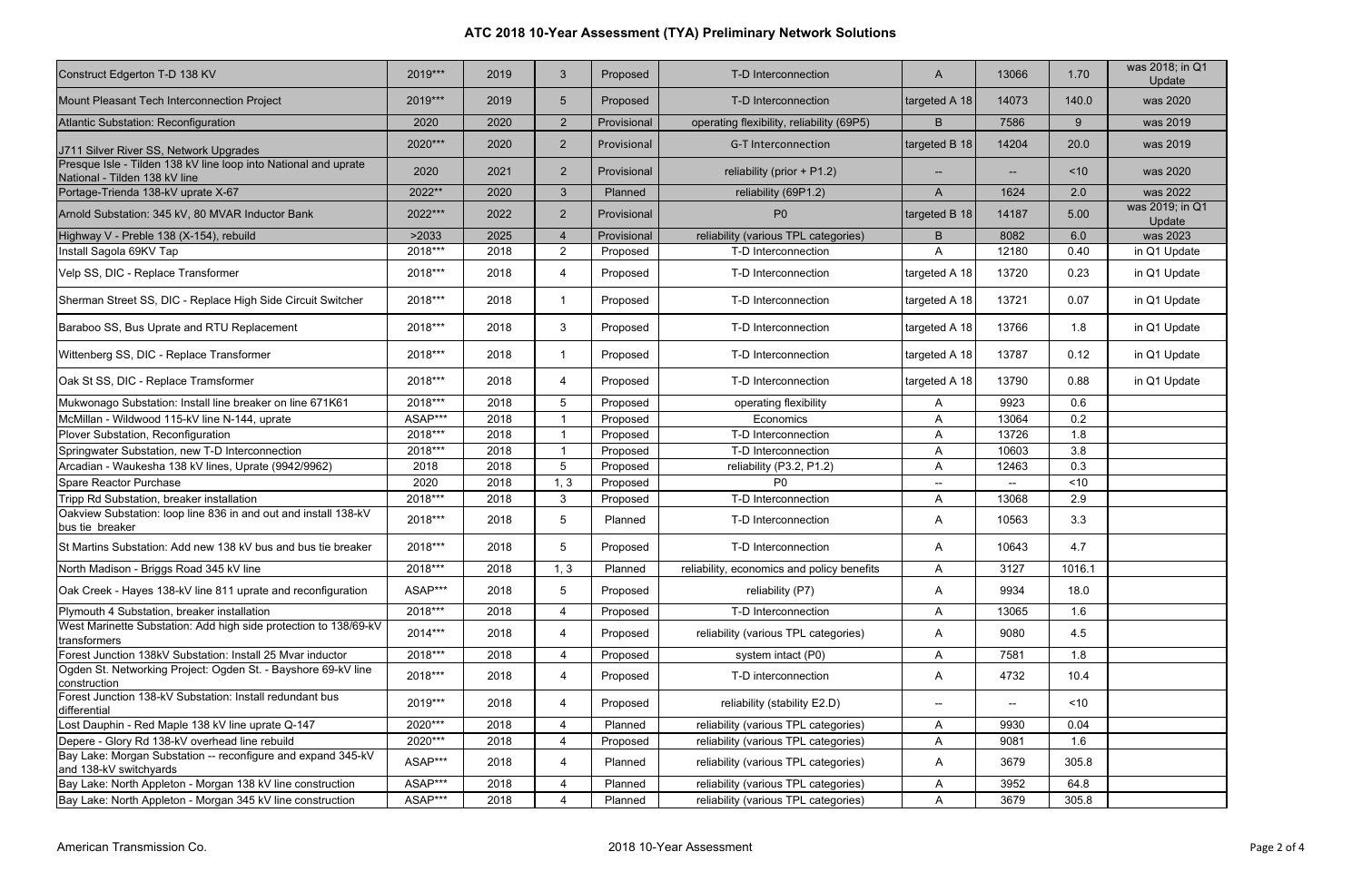# ATC 2018 10-Year Assessment (TYA) Preliminary Network Solutions

| | | | | | | | | | |
|---|---|---|---|---|---|---|---|---|---|
| Construct Edgerton T-D 138 KV | 2019*** | 2019 | 3 | Proposed | T-D Interconnection | A | 13066 | 1.70 | was 2018; in Q1 Update |
| Mount Pleasant Tech Interconnection Project | 2019*** | 2019 | 5 | Proposed | T-D Interconnection | targeted A 18 | 14073 | 140.0 | was 2020 |
| Atlantic Substation: Reconfiguration | 2020 | 2020 | 2 | Provisional | operating flexibility, reliability (69P5) | B | 7586 | 9 | was 2019 |
| J711 Silver River SS, Network Upgrades | 2020*** | 2020 | 2 | Provisional | G-T Interconnection | targeted B 18 | 14204 | 20.0 | was 2019 |
| Presque Isle - Tilden 138 kV line loop into National and uprate National - Tilden 138 kV line | 2020 | 2021 | 2 | Provisional | reliability (prior + P1.2) | -- | -- | <10 | was 2020 |
| Portage-Trienda 138-kV uprate X-67 | 2022** | 2020 | 3 | Planned | reliability (69P1.2) | A | 1624 | 2.0 | was 2022 |
| Arnold Substation: 345 kV, 80 MVAR Inductor Bank | 2022*** | 2022 | 2 | Provisional | P0 | targeted B 18 | 14187 | 5.00 | was 2019; in Q1 Update |
| Highway V - Preble 138 (X-154), rebuild | >2033 | 2025 | 4 | Provisional | reliability (various TPL categories) | B | 8082 | 6.0 | was 2023 |
| Install Sagola 69KV Tap | 2018*** | 2018 | 2 | Proposed | T-D Interconnection | A | 12180 | 0.40 | in Q1 Update |
| Velp SS, DIC - Replace Transformer | 2018*** | 2018 | 4 | Proposed | T-D Interconnection | targeted A 18 | 13720 | 0.23 | in Q1 Update |
| Sherman Street SS, DIC - Replace High Side Circuit Switcher | 2018*** | 2018 | 1 | Proposed | T-D Interconnection | targeted A 18 | 13721 | 0.07 | in Q1 Update |
| Baraboo SS, Bus Uprate and RTU Replacement | 2018*** | 2018 | 3 | Proposed | T-D Interconnection | targeted A 18 | 13766 | 1.8 | in Q1 Update |
| Wittenberg SS, DIC - Replace Transformer | 2018*** | 2018 | 1 | Proposed | T-D Interconnection | targeted A 18 | 13787 | 0.12 | in Q1 Update |
| Oak St SS, DIC - Replace Tramsformer | 2018*** | 2018 | 4 | Proposed | T-D Interconnection | targeted A 18 | 13790 | 0.88 | in Q1 Update |
| Mukwonago Substation: Install line breaker on line 671K61 | 2018*** | 2018 | 5 | Proposed | operating flexibility | A | 9923 | 0.6 | |
| McMillan - Wildwood 115-kV line N-144, uprate | ASAP*** | 2018 | 1 | Proposed | Economics | A | 13064 | 0.2 | |
| Plover Substation, Reconfiguration | 2018*** | 2018 | 1 | Proposed | T-D Interconnection | A | 13726 | 1.8 | |
| Springwater Substation, new T-D Interconnection | 2018*** | 2018 | 1 | Proposed | T-D Interconnection | A | 10603 | 3.8 | |
| Arcadian - Waukesha 138 kV lines, Uprate (9942/9962) | 2018 | 2018 | 5 | Proposed | reliability (P3.2, P1.2) | A | 12463 | 0.3 | |
| Spare Reactor Purchase | 2020 | 2018 | 1, 3 | Proposed | P0 | -- | -- | <10 | |
| Tripp Rd Substation, breaker installation | 2018*** | 2018 | 3 | Proposed | T-D Interconnection | A | 13068 | 2.9 | |
| Oakview Substation: loop line 836 in and out and install 138-kV bus tie breaker | 2018*** | 2018 | 5 | Planned | T-D Interconnection | A | 10563 | 3.3 | |
| St Martins Substation: Add new 138 kV bus and bus tie breaker | 2018*** | 2018 | 5 | Proposed | T-D Interconnection | A | 10643 | 4.7 | |
| North Madison - Briggs Road 345 kV line | 2018*** | 2018 | 1, 3 | Planned | reliability, economics and policy benefits | A | 3127 | 1016.1 | |
| Oak Creek - Hayes 138-kV line 811 uprate and reconfiguration | ASAP*** | 2018 | 5 | Proposed | reliability (P7) | A | 9934 | 18.0 | |
| Plymouth 4 Substation, breaker installation | 2018*** | 2018 | 4 | Proposed | T-D Interconnection | A | 13065 | 1.6 | |
| West Marinette Substation: Add high side protection to 138/69-kV transformers | 2014*** | 2018 | 4 | Proposed | reliability (various TPL categories) | A | 9080 | 4.5 | |
| Forest Junction 138kV Substation: Install 25 Mvar inductor | 2018*** | 2018 | 4 | Proposed | system intact (P0) | A | 7581 | 1.8 | |
| Ogden St. Networking Project: Ogden St. - Bayshore 69-kV line construction | 2018*** | 2018 | 4 | Proposed | T-D interconnection | A | 4732 | 10.4 | |
| Forest Junction 138-kV Substation: Install redundant bus differential | 2019*** | 2018 | 4 | Proposed | reliability (stability E2.D) | -- | -- | <10 | |
| Lost Dauphin - Red Maple 138 kV line uprate Q-147 | 2020*** | 2018 | 4 | Planned | reliability (various TPL categories) | A | 9930 | 0.04 | |
| Depere - Glory Rd 138-kV overhead line rebuild | 2020*** | 2018 | 4 | Proposed | reliability (various TPL categories) | A | 9081 | 1.6 | |
| Bay Lake: Morgan Substation -- reconfigure and expand 345-kV and 138-kV switchyards | ASAP*** | 2018 | 4 | Planned | reliability (various TPL categories) | A | 3679 | 305.8 | |
| Bay Lake: North Appleton - Morgan 138 kV line construction | ASAP*** | 2018 | 4 | Planned | reliability (various TPL categories) | A | 3952 | 64.8 | |
| Bay Lake: North Appleton - Morgan 345 kV line construction | ASAP*** | 2018 | 4 | Planned | reliability (various TPL categories) | A | 3679 | 305.8 | |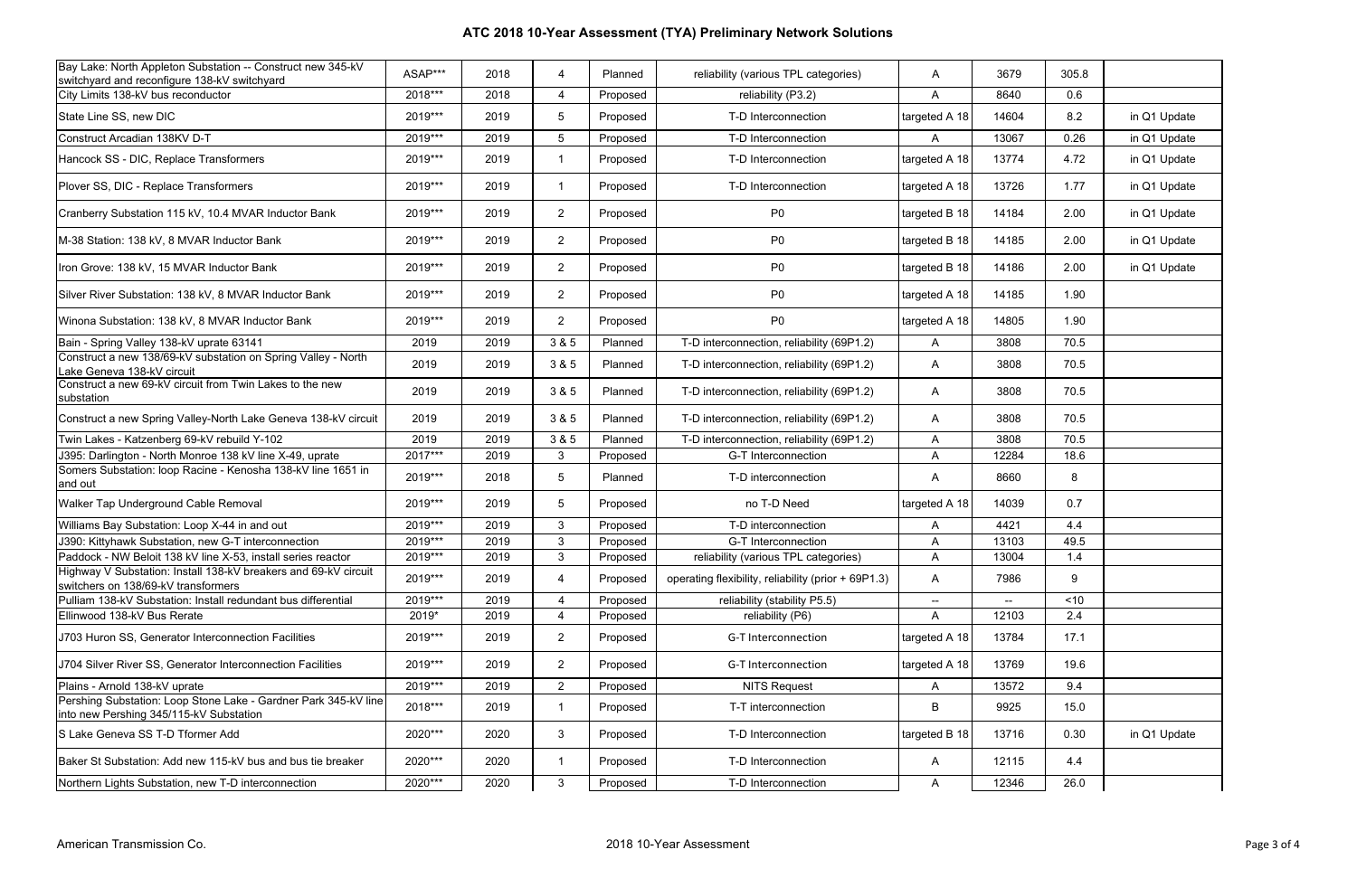# ATC 2018 10-Year Assessment (TYA) Preliminary Network Solutions

| | | | | | | | | | |
|---|---|---|---|---|---|---|---|---|---|
| Bay Lake: North Appleton Substation -- Construct new 345-kV switchyard and reconfigure 138-kV switchyard | ASAP*** | 2018 | 4 | Planned | reliability (various TPL categories) | A | 3679 | 305.8 | |
| City Limits 138-kV bus reconductor | 2018*** | 2018 | 4 | Proposed | reliability (P3.2) | A | 8640 | 0.6 | |
| State Line SS, new DIC | 2019*** | 2019 | 5 | Proposed | T-D Interconnection | targeted A 18 | 14604 | 8.2 | in Q1 Update |
| Construct Arcadian 138KV D-T | 2019*** | 2019 | 5 | Proposed | T-D Interconnection | A | 13067 | 0.26 | in Q1 Update |
| Hancock SS - DIC, Replace Transformers | 2019*** | 2019 | 1 | Proposed | T-D Interconnection | targeted A 18 | 13774 | 4.72 | in Q1 Update |
| Plover SS, DIC - Replace Transformers | 2019*** | 2019 | 1 | Proposed | T-D Interconnection | targeted A 18 | 13726 | 1.77 | in Q1 Update |
| Cranberry Substation 115 kV, 10.4 MVAR Inductor Bank | 2019*** | 2019 | 2 | Proposed | P0 | targeted B 18 | 14184 | 2.00 | in Q1 Update |
| M-38 Station: 138 kV, 8 MVAR Inductor Bank | 2019*** | 2019 | 2 | Proposed | P0 | targeted B 18 | 14185 | 2.00 | in Q1 Update |
| Iron Grove: 138 kV, 15 MVAR Inductor Bank | 2019*** | 2019 | 2 | Proposed | P0 | targeted B 18 | 14186 | 2.00 | in Q1 Update |
| Silver River Substation: 138 kV, 8 MVAR Inductor Bank | 2019*** | 2019 | 2 | Proposed | P0 | targeted A 18 | 14185 | 1.90 | |
| Winona Substation: 138 kV, 8 MVAR Inductor Bank | 2019*** | 2019 | 2 | Proposed | P0 | targeted A 18 | 14805 | 1.90 | |
| Bain - Spring Valley 138-kV uprate 63141 | 2019 | 2019 | 3 & 5 | Planned | T-D interconnection, reliability (69P1.2) | A | 3808 | 70.5 | |
| Construct a new 138/69-kV substation on Spring Valley - North Lake Geneva 138-kV circuit | 2019 | 2019 | 3 & 5 | Planned | T-D interconnection, reliability (69P1.2) | A | 3808 | 70.5 | |
| Construct a new 69-kV circuit from Twin Lakes to the new substation | 2019 | 2019 | 3 & 5 | Planned | T-D interconnection, reliability (69P1.2) | A | 3808 | 70.5 | |
| Construct a new Spring Valley-North Lake Geneva 138-kV circuit | 2019 | 2019 | 3 & 5 | Planned | T-D interconnection, reliability (69P1.2) | A | 3808 | 70.5 | |
| Twin Lakes - Katzenberg 69-kV rebuild Y-102 | 2019 | 2019 | 3 & 5 | Planned | T-D interconnection, reliability (69P1.2) | A | 3808 | 70.5 | |
| J395: Darlington - North Monroe 138 kV line X-49, uprate | 2017*** | 2019 | 3 | Proposed | G-T Interconnection | A | 12284 | 18.6 | |
| Somers Substation: loop Racine - Kenosha 138-kV line 1651 in and out | 2019*** | 2018 | 5 | Planned | T-D interconnection | A | 8660 | 8 | |
| Walker Tap Underground Cable Removal | 2019*** | 2019 | 5 | Proposed | no T-D Need | targeted A 18 | 14039 | 0.7 | |
| Williams Bay Substation: Loop X-44 in and out | 2019*** | 2019 | 3 | Proposed | T-D interconnection | A | 4421 | 4.4 | |
| J390: Kittyhawk Substation, new G-T interconnection | 2019*** | 2019 | 3 | Proposed | G-T Interconnection | A | 13103 | 49.5 | |
| Paddock - NW Beloit 138 kV line X-53, install series reactor | 2019*** | 2019 | 3 | Proposed | reliability (various TPL categories) | A | 13004 | 1.4 | |
| Highway V Substation: Install 138-kV breakers and 69-kV circuit switchers on 138/69-kV transformers | 2019*** | 2019 | 4 | Proposed | operating flexibility, reliability (prior + 69P1.3) | A | 7986 | 9 | |
| Pulliam 138-kV Substation: Install redundant bus differential | 2019*** | 2019 | 4 | Proposed | reliability (stability P5.5) | -- | -- | <10 | |
| Ellinwood 138-kV Bus Rerate | 2019* | 2019 | 4 | Proposed | reliability (P6) | A | 12103 | 2.4 | |
| J703 Huron SS, Generator Interconnection Facilities | 2019*** | 2019 | 2 | Proposed | G-T Interconnection | targeted A 18 | 13784 | 17.1 | |
| J704 Silver River SS, Generator Interconnection Facilities | 2019*** | 2019 | 2 | Proposed | G-T Interconnection | targeted A 18 | 13769 | 19.6 | |
| Plains - Arnold 138-kV uprate | 2019*** | 2019 | 2 | Proposed | NITS Request | A | 13572 | 9.4 | |
| Pershing Substation: Loop Stone Lake - Gardner Park 345-kV line into new Pershing 345/115-kV Substation | 2018*** | 2019 | 1 | Proposed | T-T interconnection | B | 9925 | 15.0 | |
| S Lake Geneva SS T-D Tformer Add | 2020*** | 2020 | 3 | Proposed | T-D Interconnection | targeted B 18 | 13716 | 0.30 | in Q1 Update |
| Baker St Substation: Add new 115-kV bus and bus tie breaker | 2020*** | 2020 | 1 | Proposed | T-D Interconnection | A | 12115 | 4.4 | |
| Northern Lights Substation, new T-D interconnection | 2020*** | 2020 | 3 | Proposed | T-D Interconnection | A | 12346 | 26.0 | |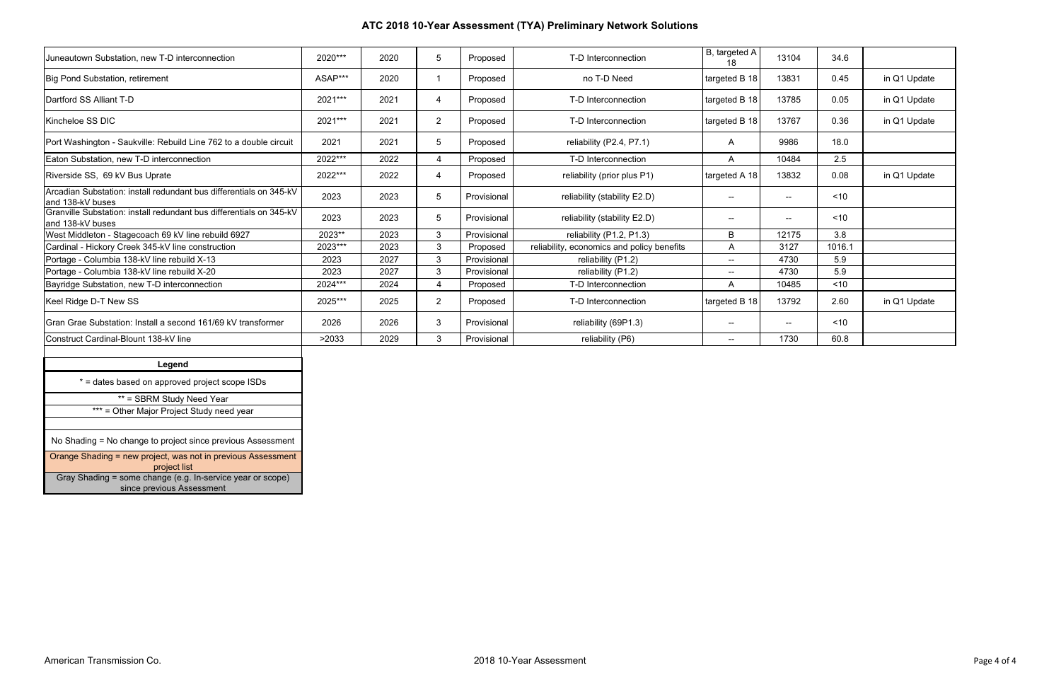# ATC 2018 10-Year Assessment (TYA) Preliminary Network Solutions

| | | | | | | | | | |
|---|---|---|---|---|---|---|---|---|---|
| Juneautown Substation, new T-D interconnection | 2020*** | 2020 | 5 | Proposed | T-D Interconnection | B, targeted A 18 | 13104 | 34.6 | |
| Big Pond Substation, retirement | ASAP*** | 2020 | 1 | Proposed | no T-D Need | targeted B 18 | 13831 | 0.45 | in Q1 Update |
| Dartford SS Alliant T-D | 2021*** | 2021 | 4 | Proposed | T-D Interconnection | targeted B 18 | 13785 | 0.05 | in Q1 Update |
| Kincheloe SS DIC | 2021*** | 2021 | 2 | Proposed | T-D Interconnection | targeted B 18 | 13767 | 0.36 | in Q1 Update |
| Port Washington - Saukville: Rebuild Line 762 to a double circuit | 2021 | 2021 | 5 | Proposed | reliability (P2.4, P7.1) | A | 9986 | 18.0 | |
| Eaton Substation, new T-D interconnection | 2022*** | 2022 | 4 | Proposed | T-D Interconnection | A | 10484 | 2.5 | |
| Riverside SS, 69 kV Bus Uprate | 2022*** | 2022 | 4 | Proposed | reliability (prior plus P1) | targeted A 18 | 13832 | 0.08 | in Q1 Update |
| Arcadian Substation: install redundant bus differentials on 345-kV and 138-kV buses | 2023 | 2023 | 5 | Provisional | reliability (stability E2.D) | -- | -- | <10 | |
| Granville Substation: install redundant bus differentials on 345-kV and 138-kV buses | 2023 | 2023 | 5 | Provisional | reliability (stability E2.D) | -- | -- | <10 | |
| West Middleton - Stagecoach 69 kV line rebuild 6927 | 2023** | 2023 | 3 | Provisional | reliability (P1.2, P1.3) | B | 12175 | 3.8 | |
| Cardinal - Hickory Creek 345-kV line construction | 2023*** | 2023 | 3 | Proposed | reliability, economics and policy benefits | A | 3127 | 1016.1 | |
| Portage - Columbia 138-kV line rebuild X-13 | 2023 | 2027 | 3 | Provisional | reliability (P1.2) | -- | 4730 | 5.9 | |
| Portage - Columbia 138-kV line rebuild X-20 | 2023 | 2027 | 3 | Provisional | reliability (P1.2) | -- | 4730 | 5.9 | |
| Bayridge Substation, new T-D interconnection | 2024*** | 2024 | 4 | Proposed | T-D Interconnection | A | 10485 | <10 | |
| Keel Ridge D-T New SS | 2025*** | 2025 | 2 | Proposed | T-D Interconnection | targeted B 18 | 13792 | 2.60 | in Q1 Update |
| Gran Grae Substation: Install a second 161/69 kV transformer | 2026 | 2026 | 3 | Provisional | reliability (69P1.3) | -- | -- | <10 | |
| Construct Cardinal-Blount 138-kV line | >2033 | 2029 | 3 | Provisional | reliability (P6) | -- | 1730 | 60.8 | |

| Legend |
|---|
| * = dates based on approved project scope ISDs |
| ** = SBRM Study Need Year |
| *** = Other Major Project Study need year |
| |
| No Shading = No change to project since previous Assessment |
| Orange Shading = new project, was not in previous Assessment project list |
| Gray Shading = some change (e.g. In-service year or scope) since previous Assessment |